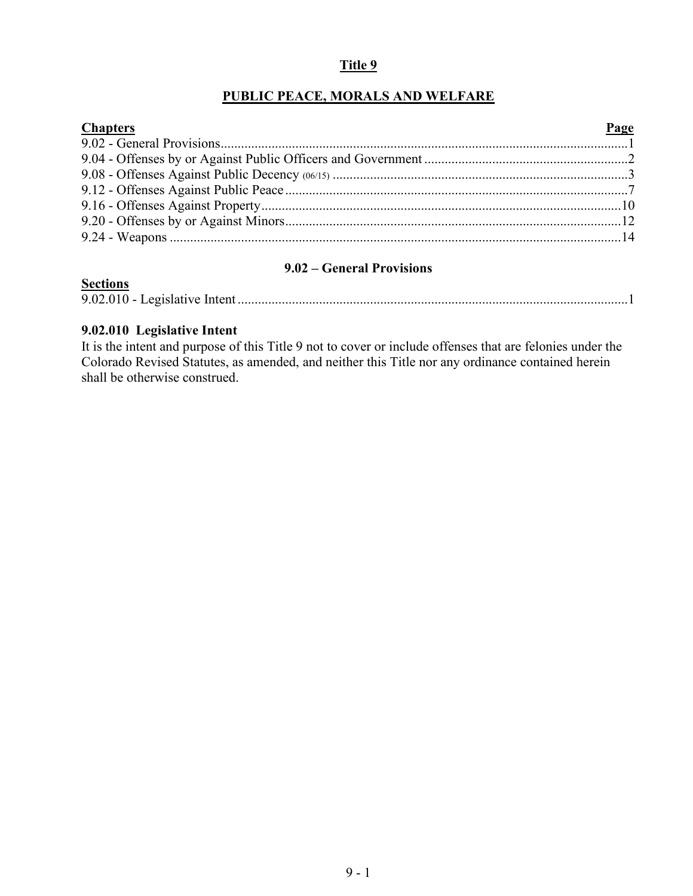# Title 9

## PUBLIC PEACE, MORALS AND WELFARE

| Chapters | Page |
| --- | --- |
| 9.02 - General Provisions | 1 |
| 9.04 - Offenses by or Against Public Officers and Government | 2 |
| 9.08 - Offenses Against Public Decency (06/15) | 3 |
| 9.12 - Offenses Against Public Peace | 7 |
| 9.16 - Offenses Against Property | 10 |
| 9.20 - Offenses by or Against Minors | 12 |
| 9.24 - Weapons | 14 |

## 9.02 – General Provisions

| Sections | |
| --- | --- |
| 9.02.010 - Legislative Intent | 1 |

### 9.02.010 Legislative Intent

It is the intent and purpose of this Title 9 not to cover or include offenses that are felonies under the Colorado Revised Statutes, as amended, and neither this Title nor any ordinance contained herein shall be otherwise construed.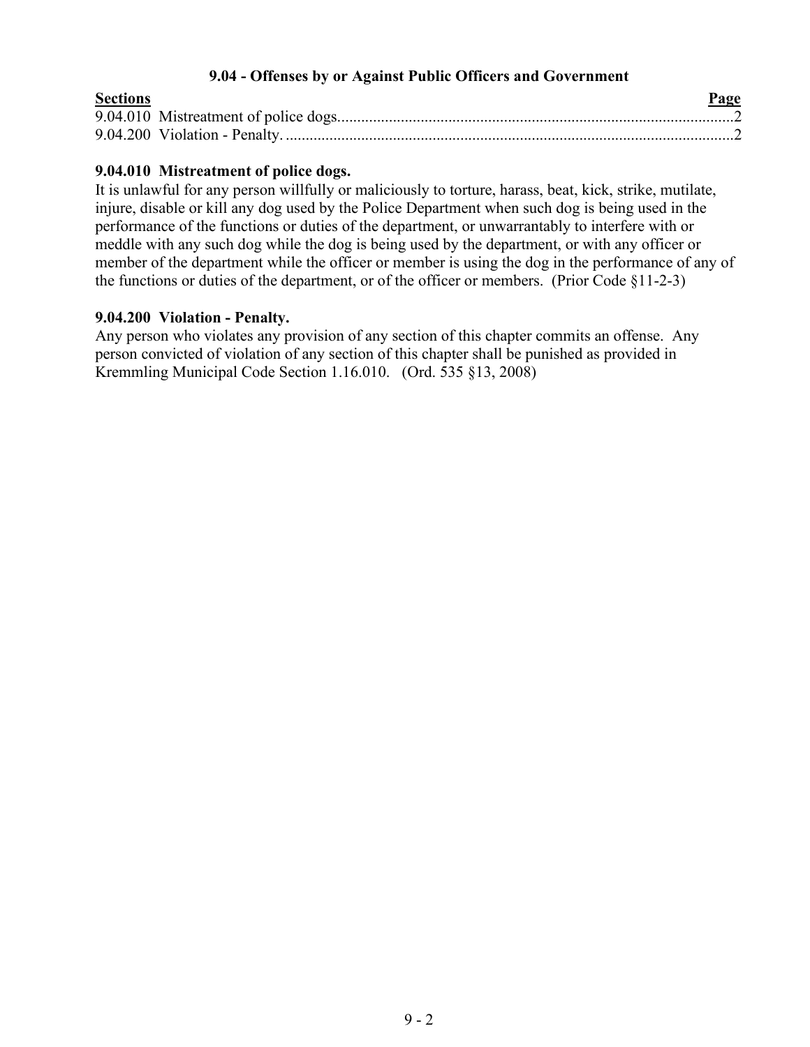## 9.04 - Offenses by or Against Public Officers and Government

| Sections | Page |
|---|---|
| 9.04.010 Mistreatment of police dogs | 2 |
| 9.04.200 Violation - Penalty. | 2 |

### 9.04.010 Mistreatment of police dogs.

It is unlawful for any person willfully or maliciously to torture, harass, beat, kick, strike, mutilate, injure, disable or kill any dog used by the Police Department when such dog is being used in the performance of the functions or duties of the department, or unwarrantably to interfere with or meddle with any such dog while the dog is being used by the department, or with any officer or member of the department while the officer or member is using the dog in the performance of any of the functions or duties of the department, or of the officer or members. (Prior Code §11-2-3)

### 9.04.200 Violation - Penalty.

Any person who violates any provision of any section of this chapter commits an offense. Any person convicted of violation of any section of this chapter shall be punished as provided in Kremmling Municipal Code Section 1.16.010. (Ord. 535 §13, 2008)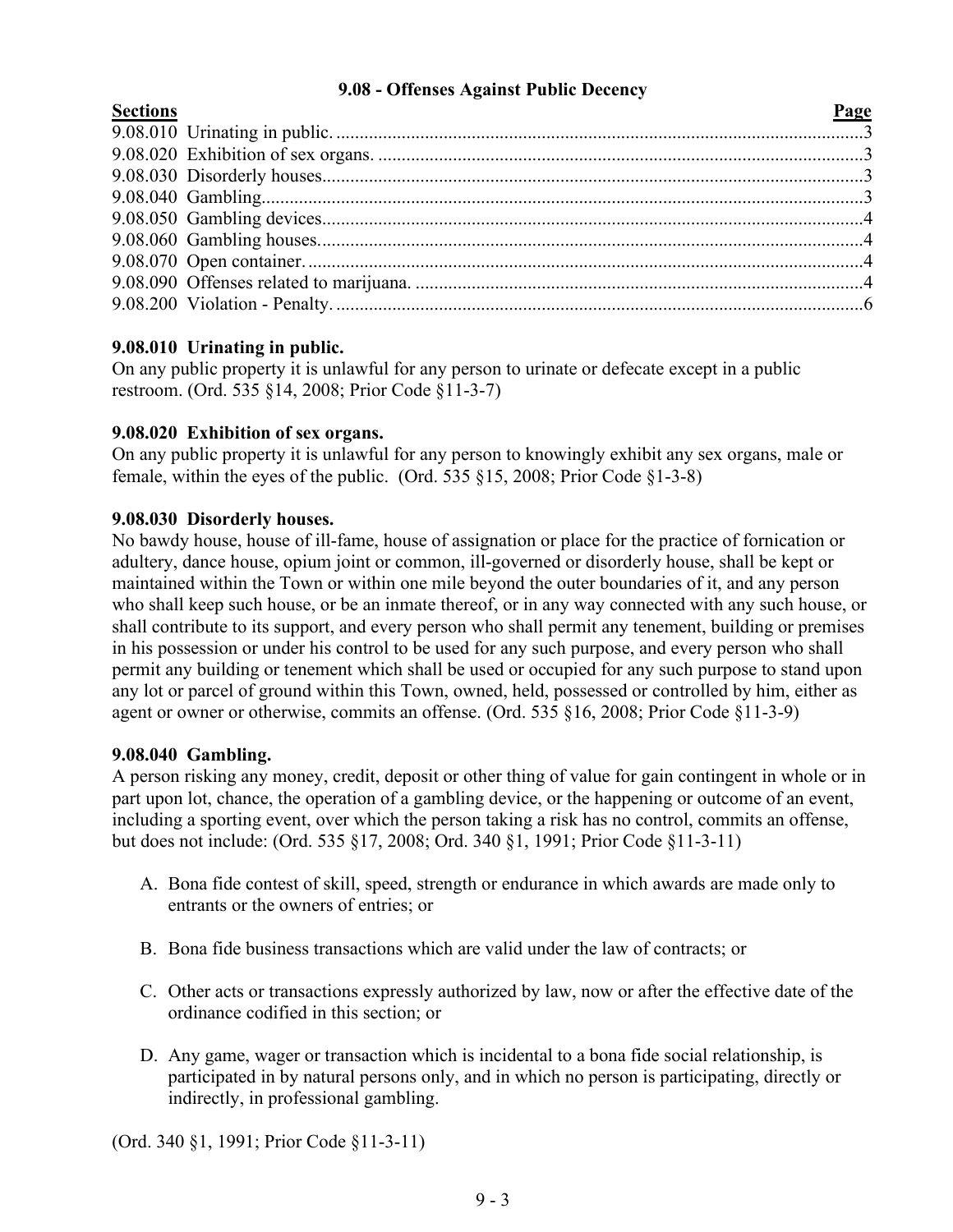# 9.08 - Offences Against Public Decency

| Sections | Page |
|---|---|
| 9.08.010 Urinating in public. | 3 |
| 9.08.020 Exhibition of sex organs. | 3 |
| 9.08.030 Disorderly houses. | 3 |
| 9.08.040 Gambling. | 3 |
| 9.08.050 Gambling devices. | 4 |
| 9.08.060 Gambling houses. | 4 |
| 9.08.070 Open container. | 4 |
| 9.08.090 Offenses related to marijuana. | 4 |
| 9.08.200 Violation - Penalty. | 6 |

### 9.08.010 Urinating in public.

On any public property it is unlawful for any person to urinate or defecate except in a public restroom. (Ord. 535 §14, 2008; Prior Code §11-3-7)

### 9.08.020 Exhibition of sex organs.

On any public property it is unlawful for any person to knowingly exhibit any sex organs, male or female, within the eyes of the public. (Ord. 535 §15, 2008; Prior Code §1-3-8)

### 9.08.030 Disorderly houses.

No bawdy house, house of ill-fame, house of assignation or place for the practice of fornication or adultery, dance house, opium joint or common, ill-governed or disorderly house, shall be kept or maintained within the Town or within one mile beyond the outer boundaries of it, and any person who shall keep such house, or be an inmate thereof, or in any way connected with any such house, or shall contribute to its support, and every person who shall permit any tenement, building or premises in his possession or under his control to be used for any such purpose, and every person who shall permit any building or tenement which shall be used or occupied for any such purpose to stand upon any lot or parcel of ground within this Town, owned, held, possessed or controlled by him, either as agent or owner or otherwise, commits an offense. (Ord. 535 §16, 2008; Prior Code §11-3-9)

### 9.08.040 Gambling.

A person risking any money, credit, deposit or other thing of value for gain contingent in whole or in part upon lot, chance, the operation of a gambling device, or the happening or outcome of an event, including a sporting event, over which the person taking a risk has no control, commits an offense, but does not include: (Ord. 535 §17, 2008; Ord. 340 §1, 1991; Prior Code §11-3-11)

A. Bona fide contest of skill, speed, strength or endurance in which awards are made only to entrants or the owners of entries; or

B. Bona fide business transactions which are valid under the law of contracts; or

C. Other acts or transactions expressly authorized by law, now or after the effective date of the ordinance codified in this section; or

D. Any game, wager or transaction which is incidental to a bona fide social relationship, is participated in by natural persons only, and in which no person is participating, directly or indirectly, in professional gambling.

(Ord. 340 §1, 1991; Prior Code §11-3-11)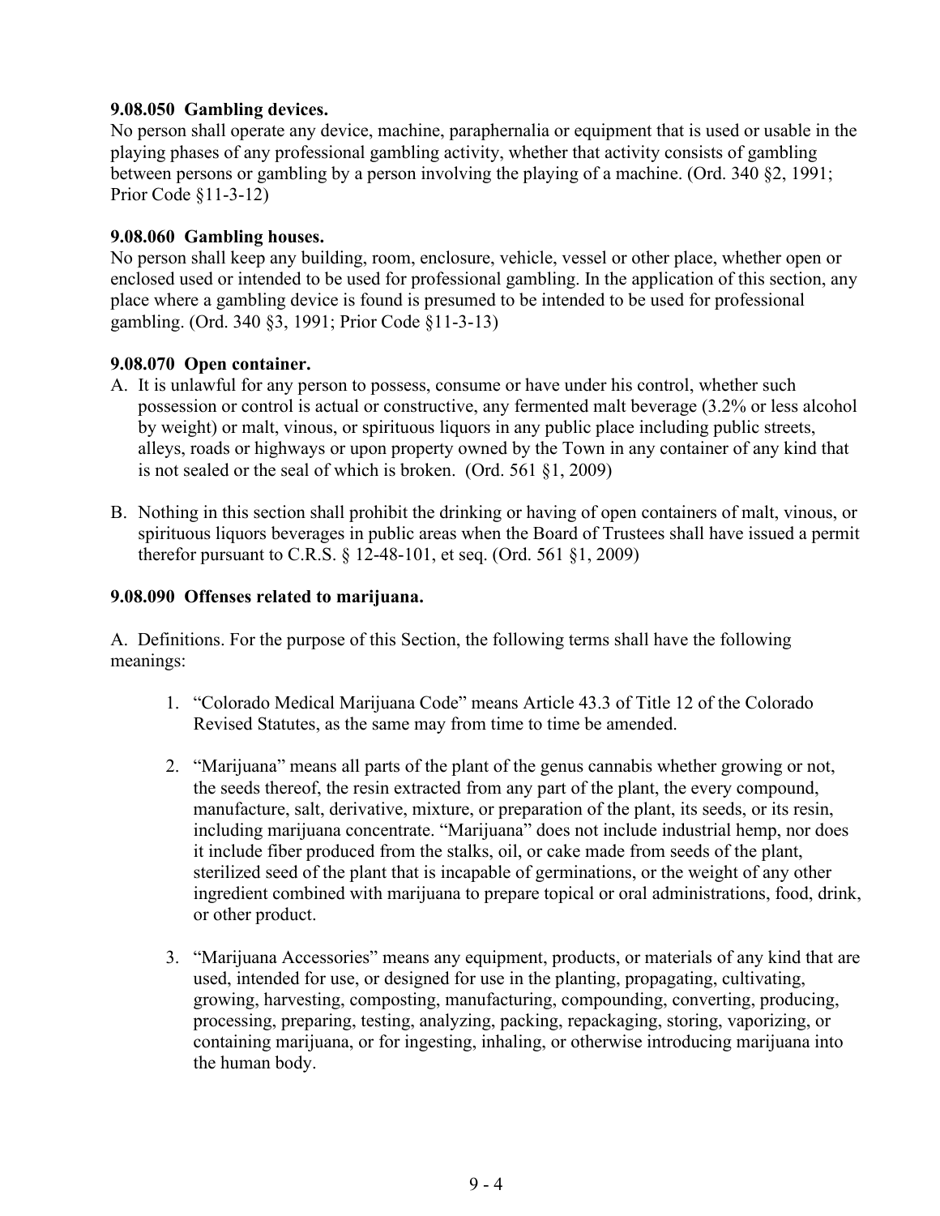**9.08.050 Gambling devices.**
No person shall operate any device, machine, paraphernalia or equipment that is used or usable in the playing phases of any professional gambling activity, whether that activity consists of gambling between persons or gambling by a person involving the playing of a machine. (Ord. 340 §2, 1991; Prior Code §11-3-12)

**9.08.060 Gambling houses.**
No person shall keep any building, room, enclosure, vehicle, vessel or other place, whether open or enclosed used or intended to be used for professional gambling. In the application of this section, any place where a gambling device is found is presumed to be intended to be used for professional gambling. (Ord. 340 §3, 1991; Prior Code §11-3-13)

**9.08.070 Open container.**

A. It is unlawful for any person to possess, consume or have under his control, whether such possession or control is actual or constructive, any fermented malt beverage (3.2% or less alcohol by weight) or malt, vinous, or spirituous liquors in any public place including public streets, alleys, roads or highways or upon property owned by the Town in any container of any kind that is not sealed or the seal of which is broken. (Ord. 561 §1, 2009)

B. Nothing in this section shall prohibit the drinking or having of open containers of malt, vinous, or spirituous liquors beverages in public areas when the Board of Trustees shall have issued a permit therefor pursuant to C.R.S. § 12-48-101, et seq. (Ord. 561 §1, 2009)

**9.08.090 Offenses related to marijuana.**

A. Definitions. For the purpose of this Section, the following terms shall have the following meanings:

1. "Colorado Medical Marijuana Code" means Article 43.3 of Title 12 of the Colorado Revised Statutes, as the same may from time to time be amended.

2. "Marijuana" means all parts of the plant of the genus cannabis whether growing or not, the seeds thereof, the resin extracted from any part of the plant, the every compound, manufacture, salt, derivative, mixture, or preparation of the plant, its seeds, or its resin, including marijuana concentrate. "Marijuana" does not include industrial hemp, nor does it include fiber produced from the stalks, oil, or cake made from seeds of the plant, sterilized seed of the plant that is incapable of germinations, or the weight of any other ingredient combined with marijuana to prepare topical or oral administrations, food, drink, or other product.

3. "Marijuana Accessories" means any equipment, products, or materials of any kind that are used, intended for use, or designed for use in the planting, propagating, cultivating, growing, harvesting, composting, manufacturing, compounding, converting, producing, processing, preparing, testing, analyzing, packing, repackaging, storing, vaporizing, or containing marijuana, or for ingesting, inhaling, or otherwise introducing marijuana into the human body.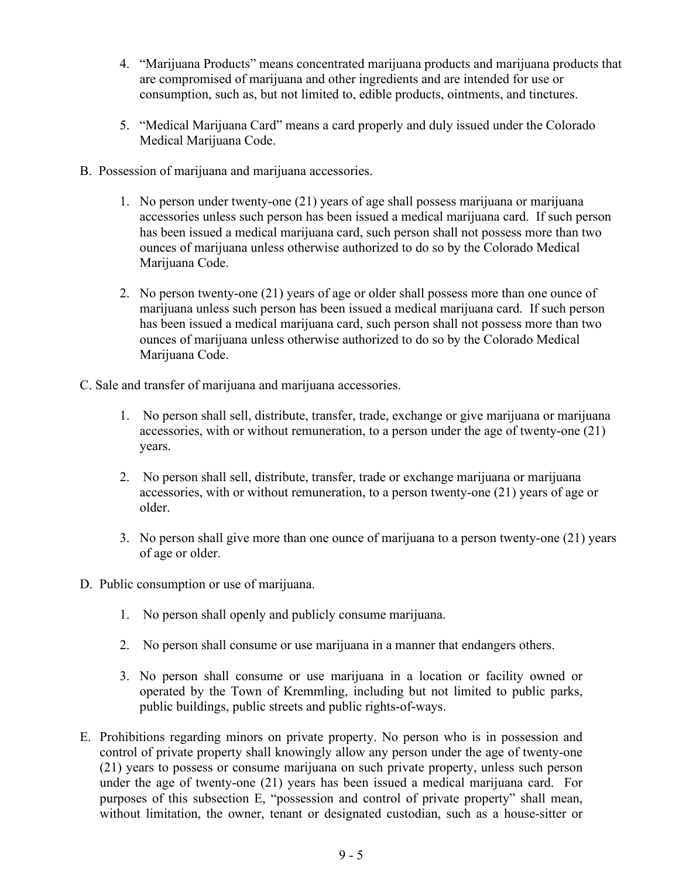4. "Marijuana Products" means concentrated marijuana products and marijuana products that are compromised of marijuana and other ingredients and are intended for use or consumption, such as, but not limited to, edible products, ointments, and tinctures.

5. "Medical Marijuana Card" means a card properly and duly issued under the Colorado Medical Marijuana Code.

B. Possession of marijuana and marijuana accessories.

1. No person under twenty-one (21) years of age shall possess marijuana or marijuana accessories unless such person has been issued a medical marijuana card. If such person has been issued a medical marijuana card, such person shall not possess more than two ounces of marijuana unless otherwise authorized to do so by the Colorado Medical Marijuana Code.

2. No person twenty-one (21) years of age or older shall possess more than one ounce of marijuana unless such person has been issued a medical marijuana card. If such person has been issued a medical marijuana card, such person shall not possess more than two ounces of marijuana unless otherwise authorized to do so by the Colorado Medical Marijuana Code.

C. Sale and transfer of marijuana and marijuana accessories.

1. No person shall sell, distribute, transfer, trade, exchange or give marijuana or marijuana accessories, with or without remuneration, to a person under the age of twenty-one (21) years.

2. No person shall sell, distribute, transfer, trade or exchange marijuana or marijuana accessories, with or without remuneration, to a person twenty-one (21) years of age or older.

3. No person shall give more than one ounce of marijuana to a person twenty-one (21) years of age or older.

D. Public consumption or use of marijuana.

1. No person shall openly and publicly consume marijuana.

2. No person shall consume or use marijuana in a manner that endangers others.

3. No person shall consume or use marijuana in a location or facility owned or operated by the Town of Kremmling, including but not limited to public parks, public buildings, public streets and public rights-of-ways.

E. Prohibitions regarding minors on private property. No person who is in possession and control of private property shall knowingly allow any person under the age of twenty-one (21) years to possess or consume marijuana on such private property, unless such person under the age of twenty-one (21) years has been issued a medical marijuana card. For purposes of this subsection E, "possession and control of private property" shall mean, without limitation, the owner, tenant or designated custodian, such as a house-sitter or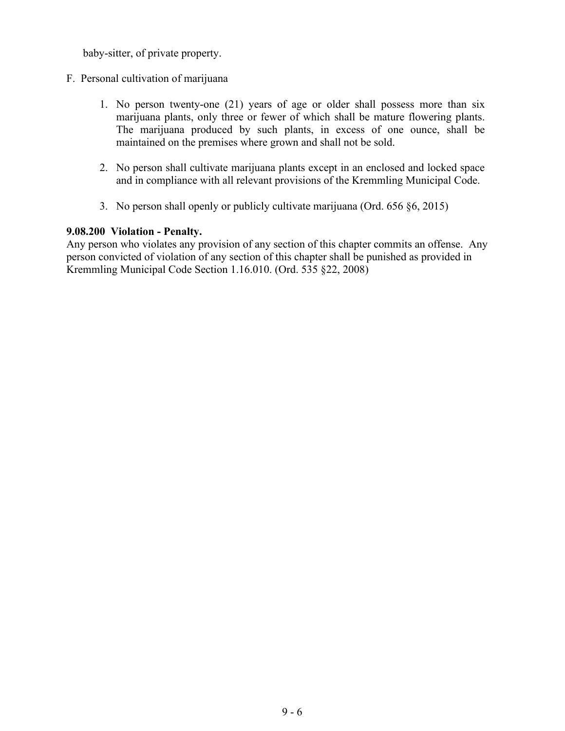baby-sitter, of private property.

F. Personal cultivation of marijuana

1. No person twenty-one (21) years of age or older shall possess more than six marijuana plants, only three or fewer of which shall be mature flowering plants. The marijuana produced by such plants, in excess of one ounce, shall be maintained on the premises where grown and shall not be sold.

2. No person shall cultivate marijuana plants except in an enclosed and locked space and in compliance with all relevant provisions of the Kremmling Municipal Code.

3. No person shall openly or publicly cultivate marijuana (Ord. 656 §6, 2015)

**9.08.200 Violation - Penalty.**

Any person who violates any provision of any section of this chapter commits an offense. Any person convicted of violation of any section of this chapter shall be punished as provided in Kremmling Municipal Code Section 1.16.010. (Ord. 535 §22, 2008)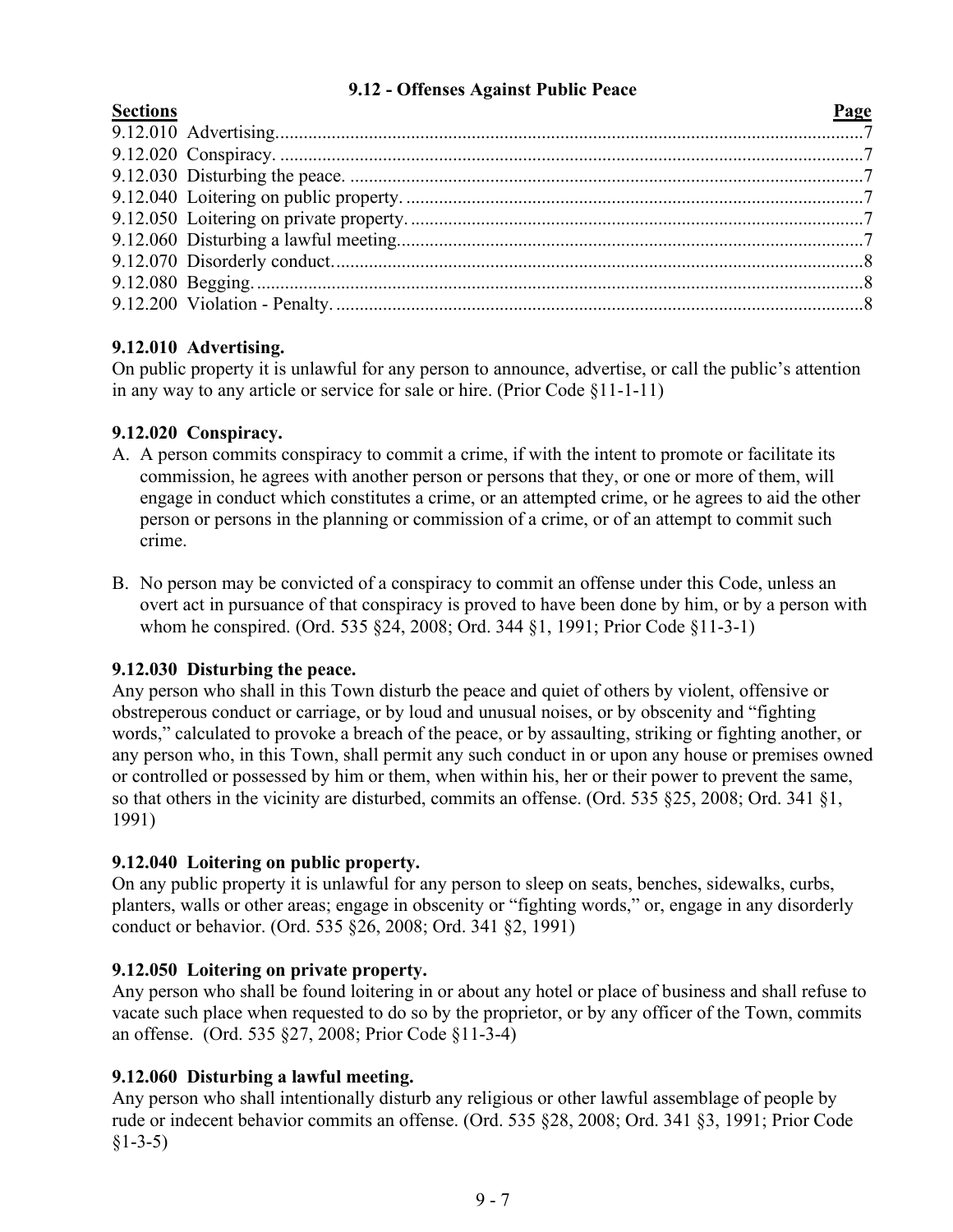# 9.12 - Offenses Against Public Peace

| Sections | Page |
|---|---|
| 9.12.010 Advertising | 7 |
| 9.12.020 Conspiracy. | 7 |
| 9.12.030 Disturbing the peace. | 7 |
| 9.12.040 Loitering on public property. | 7 |
| 9.12.050 Loitering on private property. | 7 |
| 9.12.060 Disturbing a lawful meeting. | 7 |
| 9.12.070 Disorderly conduct. | 8 |
| 9.12.080 Begging. | 8 |
| 9.12.200 Violation - Penalty. | 8 |

### 9.12.010 Advertising.

On public property it is unlawful for any person to announce, advertise, or call the public's attention in any way to any article or service for sale or hire. (Prior Code §11-1-11)

### 9.12.020 Conspiracy.

A. A person commits conspiracy to commit a crime, if with the intent to promote or facilitate its commission, he agrees with another person or persons that they, or one or more of them, will engage in conduct which constitutes a crime, or an attempted crime, or he agrees to aid the other person or persons in the planning or commission of a crime, or of an attempt to commit such crime.

B. No person may be convicted of a conspiracy to commit an offense under this Code, unless an overt act in pursuance of that conspiracy is proved to have been done by him, or by a person with whom he conspired. (Ord. 535 §24, 2008; Ord. 344 §1, 1991; Prior Code §11-3-1)

### 9.12.030 Disturbing the peace.

Any person who shall in this Town disturb the peace and quiet of others by violent, offensive or obstreperous conduct or carriage, or by loud and unusual noises, or by obscenity and "fighting words," calculated to provoke a breach of the peace, or by assaulting, striking or fighting another, or any person who, in this Town, shall permit any such conduct in or upon any house or premises owned or controlled or possessed by him or them, when within his, her or their power to prevent the same, so that others in the vicinity are disturbed, commits an offense. (Ord. 535 §25, 2008; Ord. 341 §1, 1991)

### 9.12.040 Loitering on public property.

On any public property it is unlawful for any person to sleep on seats, benches, sidewalks, curbs, planters, walls or other areas; engage in obscenity or "fighting words," or, engage in any disorderly conduct or behavior. (Ord. 535 §26, 2008; Ord. 341 §2, 1991)

### 9.12.050 Loitering on private property.

Any person who shall be found loitering in or about any hotel or place of business and shall refuse to vacate such place when requested to do so by the proprietor, or by any officer of the Town, commits an offense. (Ord. 535 §27, 2008; Prior Code §11-3-4)

### 9.12.060 Disturbing a lawful meeting.

Any person who shall intentionally disturb any religious or other lawful assemblage of people by rude or indecent behavior commits an offense. (Ord. 535 §28, 2008; Ord. 341 §3, 1991; Prior Code §1-3-5)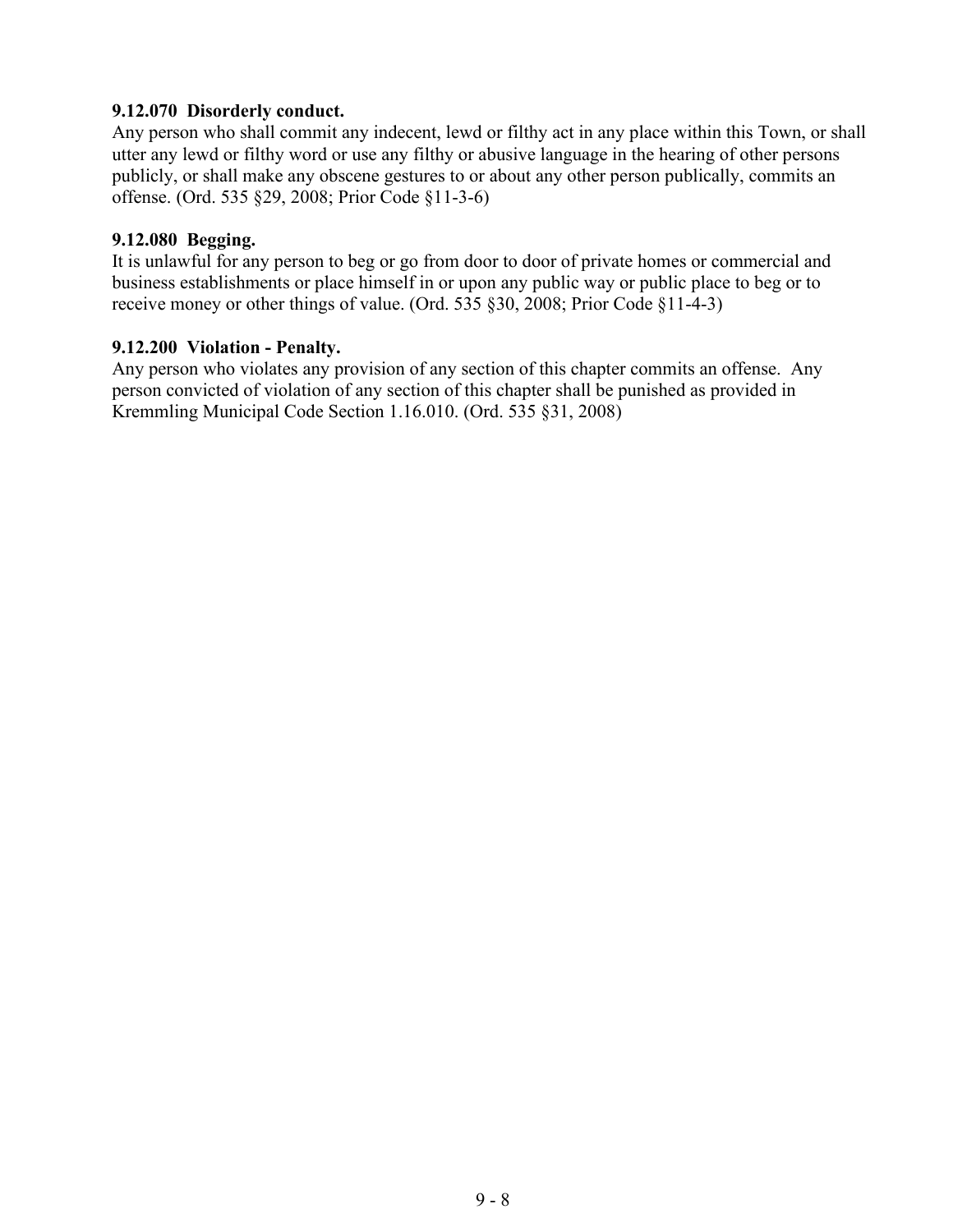**9.12.070 Disorderly conduct.**
Any person who shall commit any indecent, lewd or filthy act in any place within this Town, or shall utter any lewd or filthy word or use any filthy or abusive language in the hearing of other persons publicly, or shall make any obscene gestures to or about any other person publically, commits an offense. (Ord. 535 §29, 2008; Prior Code §11-3-6)

**9.12.080 Begging.**
It is unlawful for any person to beg or go from door to door of private homes or commercial and business establishments or place himself in or upon any public way or public place to beg or to receive money or other things of value. (Ord. 535 §30, 2008; Prior Code §11-4-3)

**9.12.200 Violation - Penalty.**
Any person who violates any provision of any section of this chapter commits an offense. Any person convicted of violation of any section of this chapter shall be punished as provided in Kremmling Municipal Code Section 1.16.010. (Ord. 535 §31, 2008)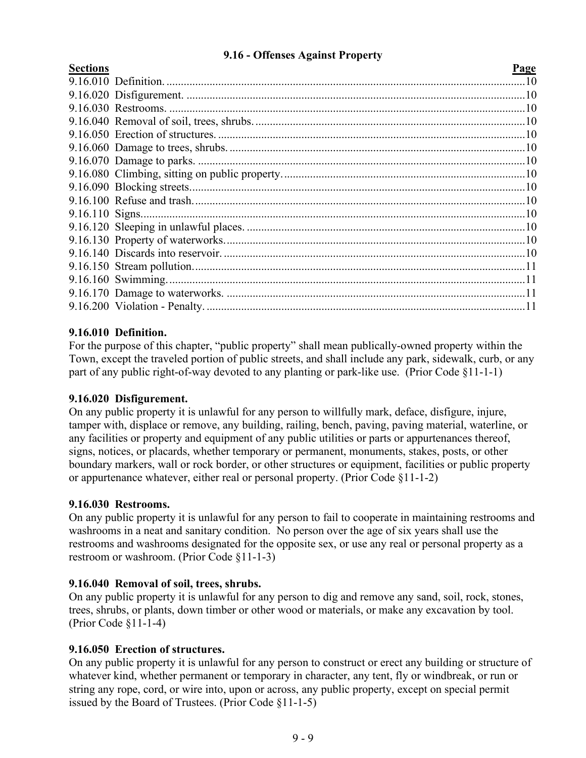## 9.16 - Offenses Against Property

| Sections | Page |
|---|---|
| 9.16.010 Definition. | 10 |
| 9.16.020 Disfigurement. | 10 |
| 9.16.030 Restrooms. | 10 |
| 9.16.040 Removal of soil, trees, shrubs. | 10 |
| 9.16.050 Erection of structures. | 10 |
| 9.16.060 Damage to trees, shrubs. | 10 |
| 9.16.070 Damage to parks. | 10 |
| 9.16.080 Climbing, sitting on public property. | 10 |
| 9.16.090 Blocking streets. | 10 |
| 9.16.100 Refuse and trash. | 10 |
| 9.16.110 Signs. | 10 |
| 9.16.120 Sleeping in unlawful places. | 10 |
| 9.16.130 Property of waterworks. | 10 |
| 9.16.140 Discards into reservoir. | 10 |
| 9.16.150 Stream pollution. | 11 |
| 9.16.160 Swimming. | 11 |
| 9.16.170 Damage to waterworks. | 11 |
| 9.16.200 Violation - Penalty. | 11 |

### 9.16.010 Definition.

For the purpose of this chapter, "public property" shall mean publically-owned property within the Town, except the traveled portion of public streets, and shall include any park, sidewalk, curb, or any part of any public right-of-way devoted to any planting or park-like use. (Prior Code §11-1-1)

### 9.16.020 Disfigurement.

On any public property it is unlawful for any person to willfully mark, deface, disfigure, injure, tamper with, displace or remove, any building, railing, bench, paving, paving material, waterline, or any facilities or property and equipment of any public utilities or parts or appurtenances thereof, signs, notices, or placards, whether temporary or permanent, monuments, stakes, posts, or other boundary markers, wall or rock border, or other structures or equipment, facilities or public property or appurtenance whatever, either real or personal property. (Prior Code §11-1-2)

### 9.16.030 Restrooms.

On any public property it is unlawful for any person to fail to cooperate in maintaining restrooms and washrooms in a neat and sanitary condition. No person over the age of six years shall use the restrooms and washrooms designated for the opposite sex, or use any real or personal property as a restroom or washroom. (Prior Code §11-1-3)

### 9.16.040 Removal of soil, trees, shrubs.

On any public property it is unlawful for any person to dig and remove any sand, soil, rock, stones, trees, shrubs, or plants, down timber or other wood or materials, or make any excavation by tool. (Prior Code §11-1-4)

### 9.16.050 Erection of structures.

On any public property it is unlawful for any person to construct or erect any building or structure of whatever kind, whether permanent or temporary in character, any tent, fly or windbreak, or run or string any rope, cord, or wire into, upon or across, any public property, except on special permit issued by the Board of Trustees. (Prior Code §11-1-5)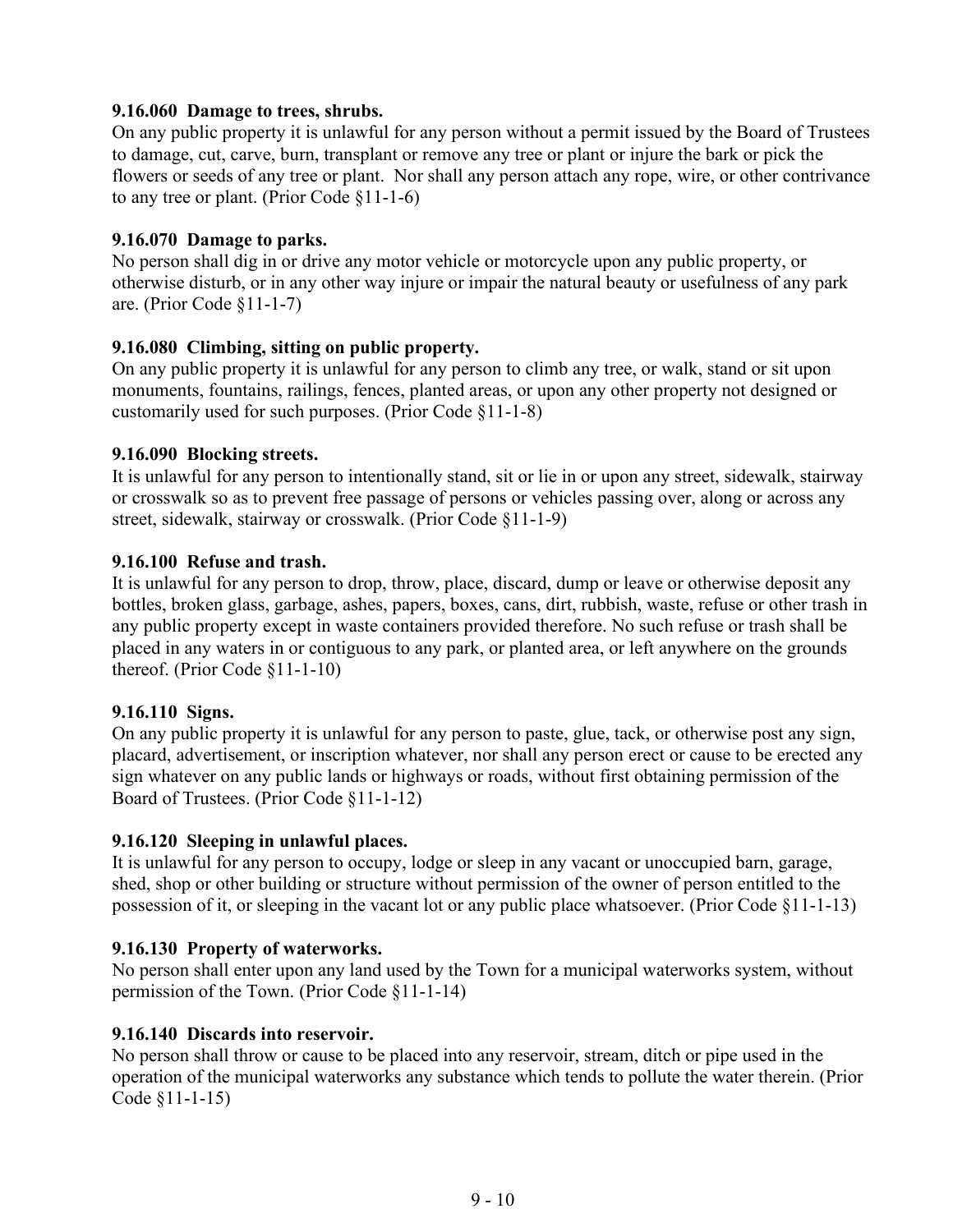**9.16.060 Damage to trees, shrubs.**
On any public property it is unlawful for any person without a permit issued by the Board of Trustees to damage, cut, carve, burn, transplant or remove any tree or plant or injure the bark or pick the flowers or seeds of any tree or plant. Nor shall any person attach any rope, wire, or other contrivance to any tree or plant. (Prior Code §11-1-6)

**9.16.070 Damage to parks.**
No person shall dig in or drive any motor vehicle or motorcycle upon any public property, or otherwise disturb, or in any other way injure or impair the natural beauty or usefulness of any park are. (Prior Code §11-1-7)

**9.16.080 Climbing, sitting on public property.**
On any public property it is unlawful for any person to climb any tree, or walk, stand or sit upon monuments, fountains, railings, fences, planted areas, or upon any other property not designed or customarily used for such purposes. (Prior Code §11-1-8)

**9.16.090 Blocking streets.**
It is unlawful for any person to intentionally stand, sit or lie in or upon any street, sidewalk, stairway or crosswalk so as to prevent free passage of persons or vehicles passing over, along or across any street, sidewalk, stairway or crosswalk. (Prior Code §11-1-9)

**9.16.100 Refuse and trash.**
It is unlawful for any person to drop, throw, place, discard, dump or leave or otherwise deposit any bottles, broken glass, garbage, ashes, papers, boxes, cans, dirt, rubbish, waste, refuse or other trash in any public property except in waste containers provided therefore. No such refuse or trash shall be placed in any waters in or contiguous to any park, or planted area, or left anywhere on the grounds thereof. (Prior Code §11-1-10)

**9.16.110 Signs.**
On any public property it is unlawful for any person to paste, glue, tack, or otherwise post any sign, placard, advertisement, or inscription whatever, nor shall any person erect or cause to be erected any sign whatever on any public lands or highways or roads, without first obtaining permission of the Board of Trustees. (Prior Code §11-1-12)

**9.16.120 Sleeping in unlawful places.**
It is unlawful for any person to occupy, lodge or sleep in any vacant or unoccupied barn, garage, shed, shop or other building or structure without permission of the owner of person entitled to the possession of it, or sleeping in the vacant lot or any public place whatsoever. (Prior Code §11-1-13)

**9.16.130 Property of waterworks.**
No person shall enter upon any land used by the Town for a municipal waterworks system, without permission of the Town. (Prior Code §11-1-14)

**9.16.140 Discards into reservoir.**
No person shall throw or cause to be placed into any reservoir, stream, ditch or pipe used in the operation of the municipal waterworks any substance which tends to pollute the water therein. (Prior Code §11-1-15)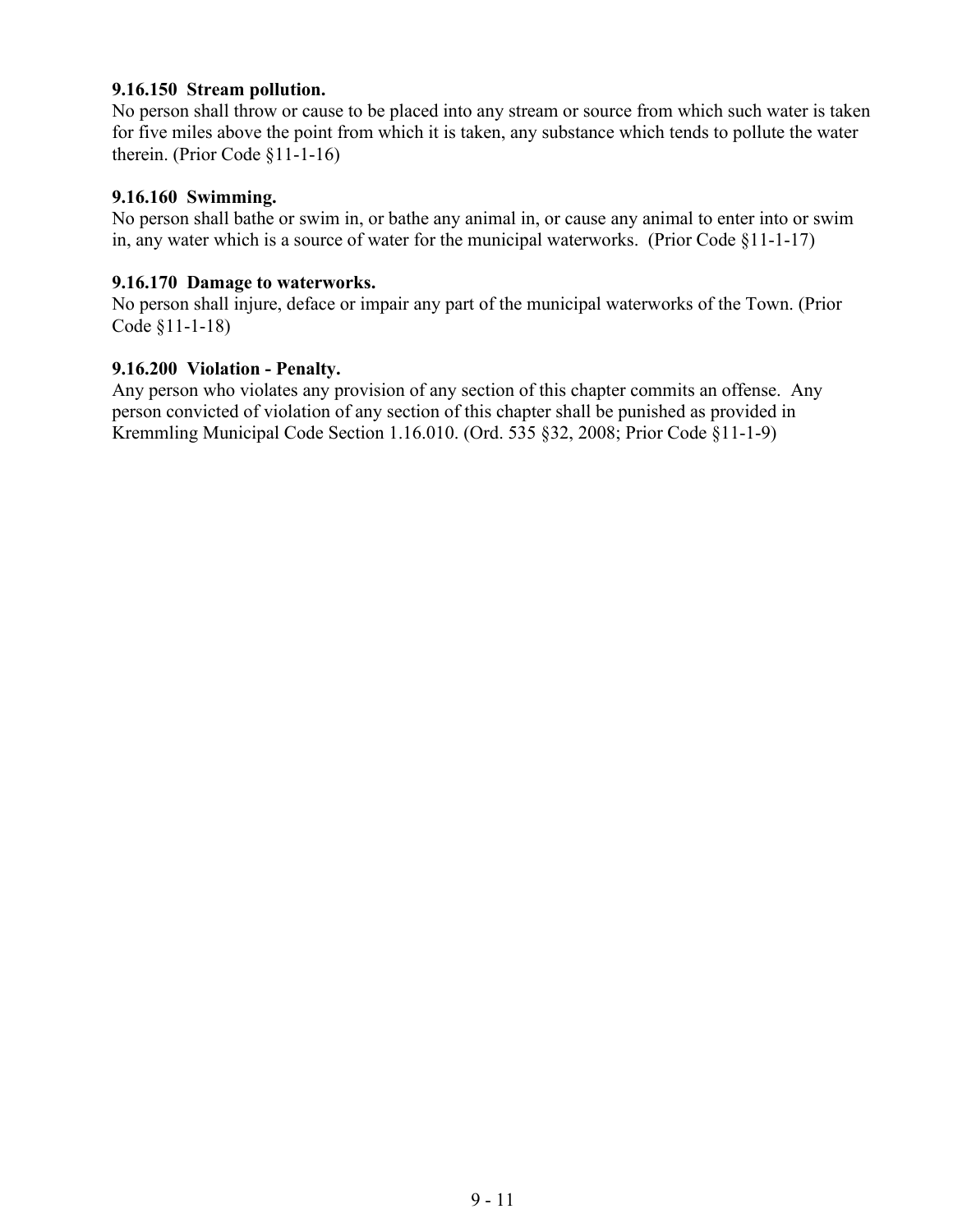**9.16.150 Stream pollution.**
No person shall throw or cause to be placed into any stream or source from which such water is taken for five miles above the point from which it is taken, any substance which tends to pollute the water therein. (Prior Code §11-1-16)

**9.16.160 Swimming.**
No person shall bathe or swim in, or bathe any animal in, or cause any animal to enter into or swim in, any water which is a source of water for the municipal waterworks. (Prior Code §11-1-17)

**9.16.170 Damage to waterworks.**
No person shall injure, deface or impair any part of the municipal waterworks of the Town. (Prior Code §11-1-18)

**9.16.200 Violation - Penalty.**
Any person who violates any provision of any section of this chapter commits an offense. Any person convicted of violation of any section of this chapter shall be punished as provided in Kremmling Municipal Code Section 1.16.010. (Ord. 535 §32, 2008; Prior Code §11-1-9)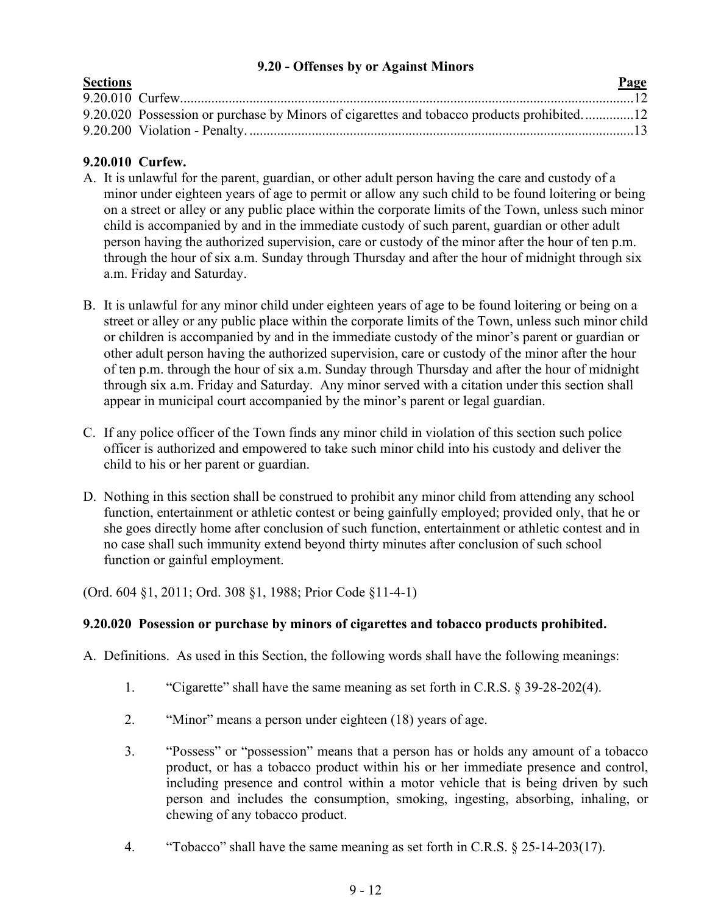## 9.20 - Offenses by or Against Minors

| Sections | Page |
|---|---|
| 9.20.010 Curfew | 12 |
| 9.20.020 Possession or purchase by Minors of cigarettes and tobacco products prohibited. | 12 |
| 9.20.200 Violation - Penalty. | 13 |

### 9.20.010 Curfew.

A. It is unlawful for the parent, guardian, or other adult person having the care and custody of a minor under eighteen years of age to permit or allow any such child to be found loitering or being on a street or alley or any public place within the corporate limits of the Town, unless such minor child is accompanied by and in the immediate custody of such parent, guardian or other adult person having the authorized supervision, care or custody of the minor after the hour of ten p.m. through the hour of six a.m. Sunday through Thursday and after the hour of midnight through six a.m. Friday and Saturday.

B. It is unlawful for any minor child under eighteen years of age to be found loitering or being on a street or alley or any public place within the corporate limits of the Town, unless such minor child or children is accompanied by and in the immediate custody of the minor's parent or guardian or other adult person having the authorized supervision, care or custody of the minor after the hour of ten p.m. through the hour of six a.m. Sunday through Thursday and after the hour of midnight through six a.m. Friday and Saturday. Any minor served with a citation under this section shall appear in municipal court accompanied by the minor's parent or legal guardian.

C. If any police officer of the Town finds any minor child in violation of this section such police officer is authorized and empowered to take such minor child into his custody and deliver the child to his or her parent or guardian.

D. Nothing in this section shall be construed to prohibit any minor child from attending any school function, entertainment or athletic contest or being gainfully employed; provided only, that he or she goes directly home after conclusion of such function, entertainment or athletic contest and in no case shall such immunity extend beyond thirty minutes after conclusion of such school function or gainful employment.

(Ord. 604 §1, 2011; Ord. 308 §1, 1988; Prior Code §11-4-1)

### 9.20.020 Posession or purchase by minors of cigarettes and tobacco products prohibited.

A. Definitions. As used in this Section, the following words shall have the following meanings:

1. "Cigarette" shall have the same meaning as set forth in C.R.S. § 39-28-202(4).

2. "Minor" means a person under eighteen (18) years of age.

3. "Possess" or "possession" means that a person has or holds any amount of a tobacco product, or has a tobacco product within his or her immediate presence and control, including presence and control within a motor vehicle that is being driven by such person and includes the consumption, smoking, ingesting, absorbing, inhaling, or chewing of any tobacco product.

4. "Tobacco" shall have the same meaning as set forth in C.R.S. § 25-14-203(17).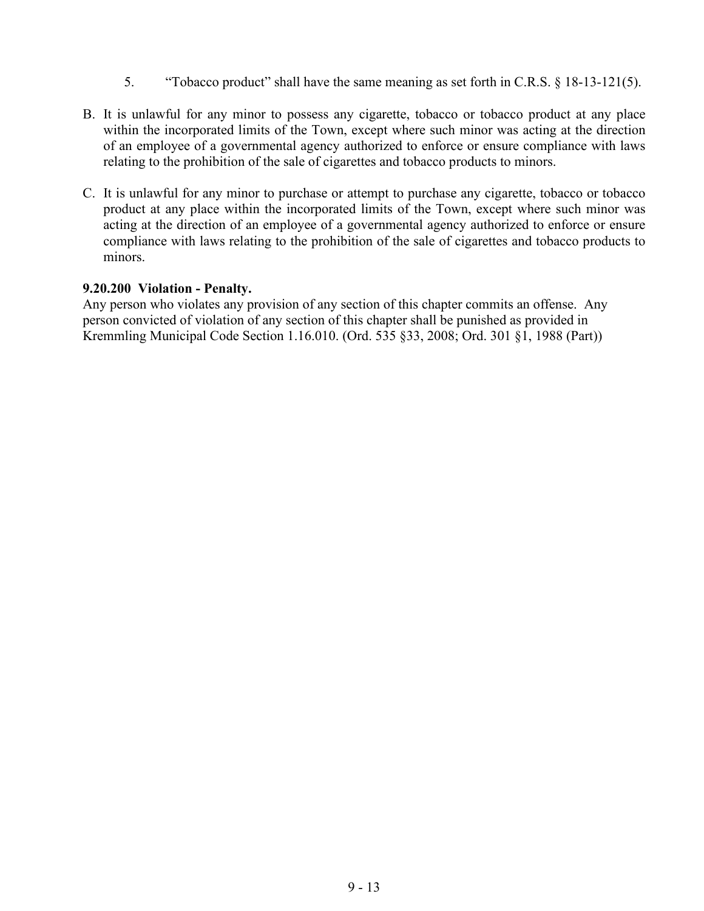5. "Tobacco product" shall have the same meaning as set forth in C.R.S. § 18-13-121(5).

B. It is unlawful for any minor to possess any cigarette, tobacco or tobacco product at any place within the incorporated limits of the Town, except where such minor was acting at the direction of an employee of a governmental agency authorized to enforce or ensure compliance with laws relating to the prohibition of the sale of cigarettes and tobacco products to minors.

C. It is unlawful for any minor to purchase or attempt to purchase any cigarette, tobacco or tobacco product at any place within the incorporated limits of the Town, except where such minor was acting at the direction of an employee of a governmental agency authorized to enforce or ensure compliance with laws relating to the prohibition of the sale of cigarettes and tobacco products to minors.

**9.20.200 Violation - Penalty.**

Any person who violates any provision of any section of this chapter commits an offense. Any person convicted of violation of any section of this chapter shall be punished as provided in Kremmling Municipal Code Section 1.16.010. (Ord. 535 §33, 2008; Ord. 301 §1, 1988 (Part))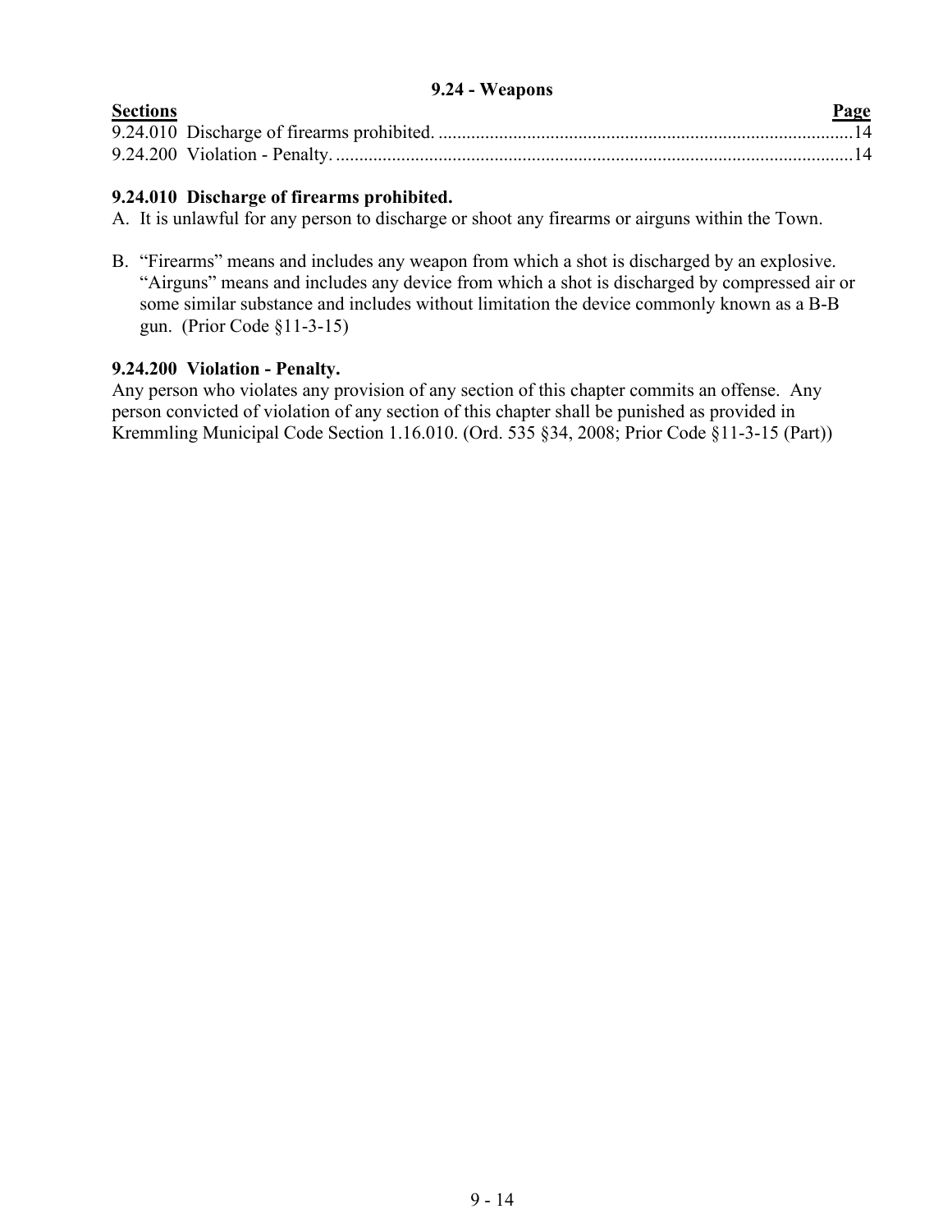## 9.24 - Weapons

| Sections | Page |
|---|---|
| 9.24.010 Discharge of firearms prohibited. | 14 |
| 9.24.200 Violation - Penalty. | 14 |

### 9.24.010 Discharge of firearms prohibited.

A. It is unlawful for any person to discharge or shoot any firearms or airguns within the Town.

B. “Firearms” means and includes any weapon from which a shot is discharged by an explosive. “Airguns” means and includes any device from which a shot is discharged by compressed air or some similar substance and includes without limitation the device commonly known as a B-B gun. (Prior Code §11-3-15)

### 9.24.200 Violation - Penalty.

Any person who violates any provision of any section of this chapter commits an offense. Any person convicted of violation of any section of this chapter shall be punished as provided in Kremmling Municipal Code Section 1.16.010. (Ord. 535 §34, 2008; Prior Code §11-3-15 (Part))